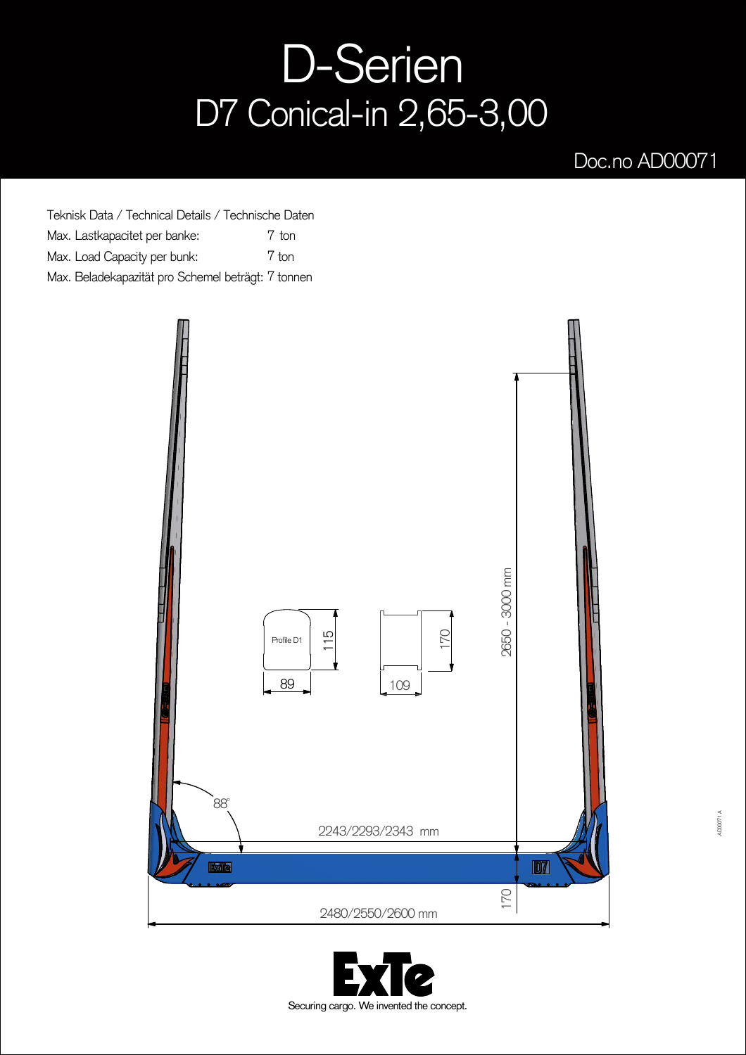# D-Serien

## D7 Conical-in 2,65-3,00

Doc.no AD00071

Teknisk Data / Technical Details / Technische Daten

| | |
|---|---|
| Max. Lastkapacitet per banke: | 7 ton |
| Max. Load Capacity per bunk: | 7 ton |
| Max. Beladekapazität pro Schemel beträgt: | 7 tonnen |

Profile D1

115

89

170

109

2650 - 3000 mm

88°

2243/2293/2343 mm

170

2480/2550/2600 mm

ExTe

Securing cargo. We invented the concept.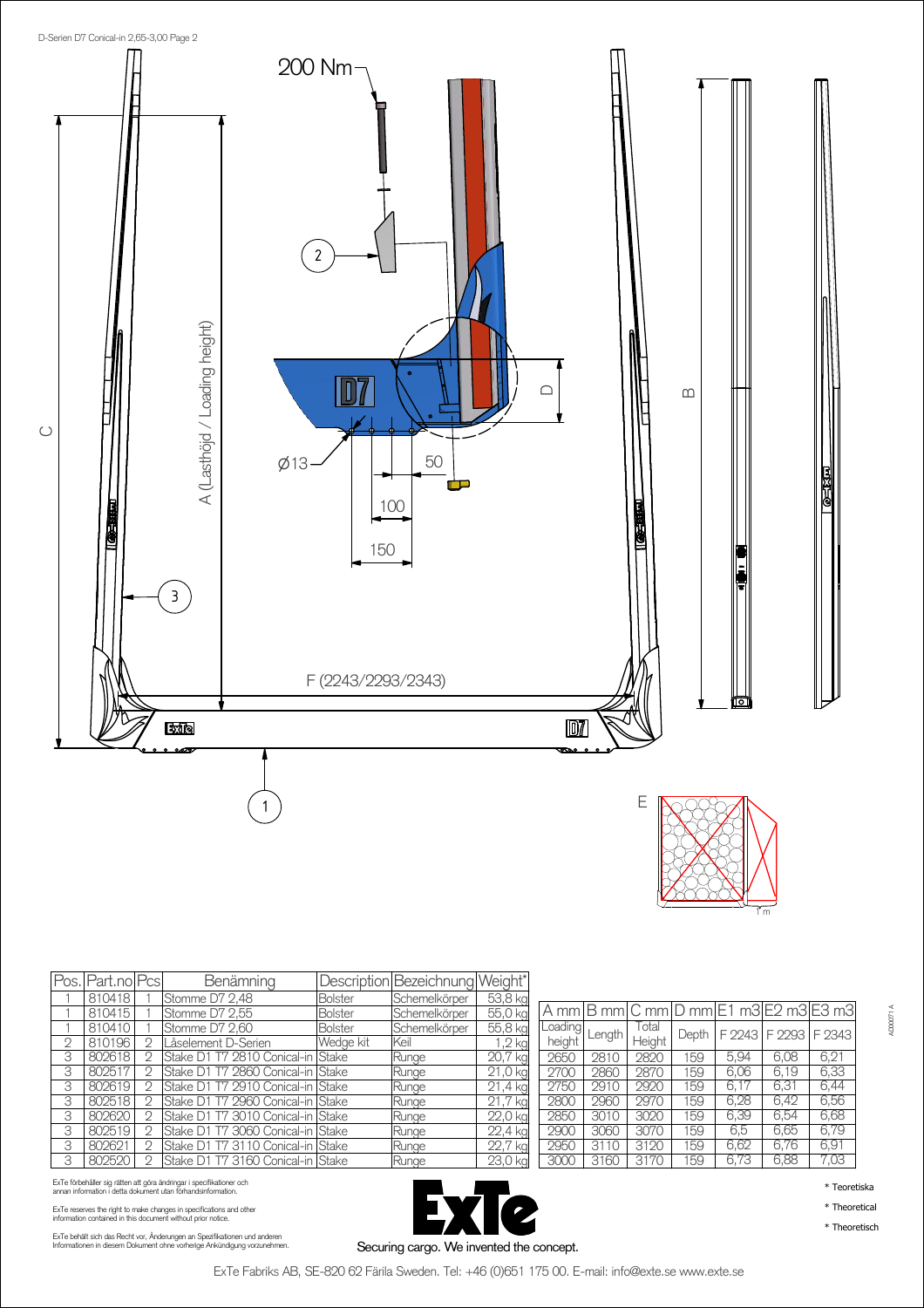D-Serien D7 Conical-in 2,65-3,00 Page 2

200 Nm

2

D7

Ø13

50

100

150

A (Lasthöjd / Loading height)

C

B

D

3

F (2243/2293/2343)

1

E

1 m

| Pos. | Part.no | Pcs | Benämning | Description | Bezeichnung | Weight* |
|---|---|---|---|---|---|---|
| 1 | 810418 | 1 | Stomme D7 2,48 | Bolster | Schemelkörper | 53,8 kg |
| 1 | 810415 | 1 | Stomme D7 2,55 | Bolster | Schemelkörper | 55,0 kg |
| 1 | 810410 | 1 | Stomme D7 2,60 | Bolster | Schemelkörper | 55,8 kg |
| 2 | 810196 | 2 | Låselement D-Serien | Wedge kit | Keil | 1,2 kg |
| 3 | 802618 | 2 | Stake D1 T7 2810 Conical-in | Stake | Runge | 20,7 kg |
| 3 | 802517 | 2 | Stake D1 T7 2860 Conical-in | Stake | Runge | 21,0 kg |
| 3 | 802619 | 2 | Stake D1 T7 2910 Conical-in | Stake | Runge | 21,4 kg |
| 3 | 802518 | 2 | Stake D1 T7 2960 Conical-in | Stake | Runge | 21,7 kg |
| 3 | 802620 | 2 | Stake D1 T7 3010 Conical-in | Stake | Runge | 22,0 kg |
| 3 | 802519 | 2 | Stake D1 T7 3060 Conical-in | Stake | Runge | 22,4 kg |
| 3 | 802621 | 2 | Stake D1 T7 3110 Conical-in | Stake | Runge | 22,7 kg |
| 3 | 802520 | 2 | Stake D1 T7 3160 Conical-in | Stake | Runge | 23,0 kg |

| A mm | B mm | C mm | D mm | E1 m3 | E2 m3 | E3 m3 |
|---|---|---|---|---|---|---|
| Loading height | Length | Total Height | Depth | F 2243 | F 2293 | F 2343 |
| 2650 | 2810 | 2820 | 159 | 5,94 | 6,08 | 6,21 |
| 2700 | 2860 | 2870 | 159 | 6,06 | 6,19 | 6,33 |
| 2750 | 2910 | 2920 | 159 | 6,17 | 6,31 | 6,44 |
| 2800 | 2960 | 2970 | 159 | 6,28 | 6,42 | 6,56 |
| 2850 | 3010 | 3020 | 159 | 6,39 | 6,54 | 6,68 |
| 2900 | 3060 | 3070 | 159 | 6,5 | 6,65 | 6,79 |
| 2950 | 3110 | 3120 | 159 | 6,62 | 6,76 | 6,91 |
| 3000 | 3160 | 3170 | 159 | 6,73 | 6,88 | 7,03 |

A00071 A

ExTe förbehåller sig rätten att göra ändringar i specifikationer och annan information i detta dokument utan förhandsinformation.

ExTe reserves the right to make changes in specifications and other information contained in this document without prior notice.

ExTe behält sich das Recht vor, Änderungen an Spezifikationen und anderen Informationen in diesem Dokument ohne vorherige Ankündigung vorzunehmen.

ExTe

Securing cargo. We invented the concept.

\* Teoretiska

\* Theoretical

\* Theoretisch

ExTe Fabriks AB, SE-820 62 Färila Sweden. Tel: +46 (0)651 175 00. E-mail: info@exte.se www.exte.se